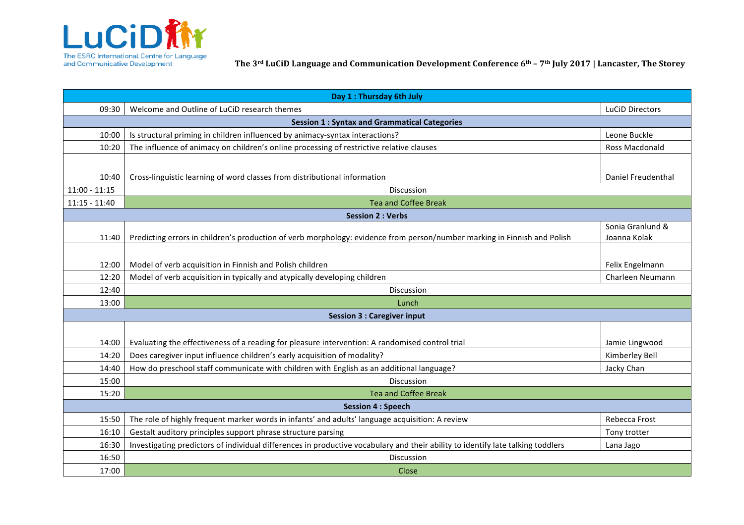The ESRC International Centre for Language and Communicative Development

# The 3rd LuCiD Language and Communication Development Conference 6th – 7th July 2017 | Lancaster, The Storey

| Day 1 : Thursday 6th July | | |
|---|---|---|
| 09:30 | Welcome and Outline of LuCiD research themes | LuCiD Directors |
| **Session 1 : Syntax and Grammatical Categories** | | |
| 10:00 | Is structural priming in children influenced by animacy-syntax interactions? | Leone Buckle |
| 10:20 | The influence of animacy on children's online processing of restrictive relative clauses | Ross Macdonald |
| 10:40 | Cross-linguistic learning of word classes from distributional information | Daniel Freudenthal |
| 11:00 - 11:15 | Discussion | |
| 11:15 - 11:40 | Tea and Coffee Break | |
| **Session 2 : Verbs** | | |
| 11:40 | Predicting errors in children's production of verb morphology: evidence from person/number marking in Finnish and Polish | Sonia Granlund & Joanna Kolak |
| 12:00 | Model of verb acquisition in Finnish and Polish children | Felix Engelmann |
| 12:20 | Model of verb acquisition in typically and atypically developing children | Charleen Neumann |
| 12:40 | Discussion | |
| 13:00 | Lunch | |
| **Session 3 : Caregiver input** | | |
| 14:00 | Evaluating the effectiveness of a reading for pleasure intervention: A randomised control trial | Jamie Lingwood |
| 14:20 | Does caregiver input influence children's early acquisition of modality? | Kimberley Bell |
| 14:40 | How do preschool staff communicate with children with English as an additional language? | Jacky Chan |
| 15:00 | Discussion | |
| 15:20 | Tea and Coffee Break | |
| **Session 4 : Speech** | | |
| 15:50 | The role of highly frequent marker words in infants' and adults' language acquisition: A review | Rebecca Frost |
| 16:10 | Gestalt auditory principles support phrase structure parsing | Tony trotter |
| 16:30 | Investigating predictors of individual differences in productive vocabulary and their ability to identify late talking toddlers | Lana Jago |
| 16:50 | Discussion | |
| 17:00 | Close | |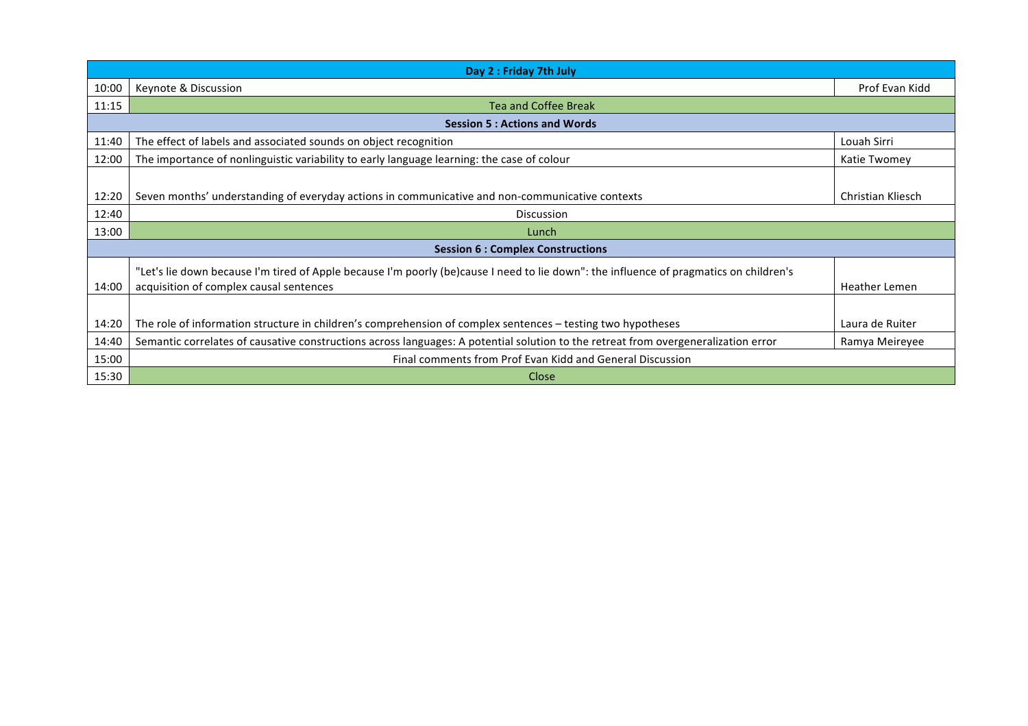| Day 2 : Friday 7th July | | |
|---|---|---|
| 10:00 | Keynote & Discussion | Prof Evan Kidd |
| 11:15 | Tea and Coffee Break | |
| **Session 5 : Actions and Words** | | |
| 11:40 | The effect of labels and associated sounds on object recognition | Louah Sirri |
| 12:00 | The importance of nonlinguistic variability to early language learning: the case of colour | Katie Twomey |
| 12:20 | Seven months' understanding of everyday actions in communicative and non-communicative contexts | Christian Kliesch |
| 12:40 | Discussion | |
| 13:00 | Lunch | |
| **Session 6 : Complex Constructions** | | |
| 14:00 | "Let's lie down because I'm tired of Apple because I'm poorly (be)cause I need to lie down": the influence of pragmatics on children's acquisition of complex causal sentences | Heather Lemen |
| 14:20 | The role of information structure in children's comprehension of complex sentences – testing two hypotheses | Laura de Ruiter |
| 14:40 | Semantic correlates of causative constructions across languages: A potential solution to the retreat from overgeneralization error | Ramya Meireyee |
| 15:00 | Final comments from Prof Evan Kidd and General Discussion | |
| 15:30 | Close | |